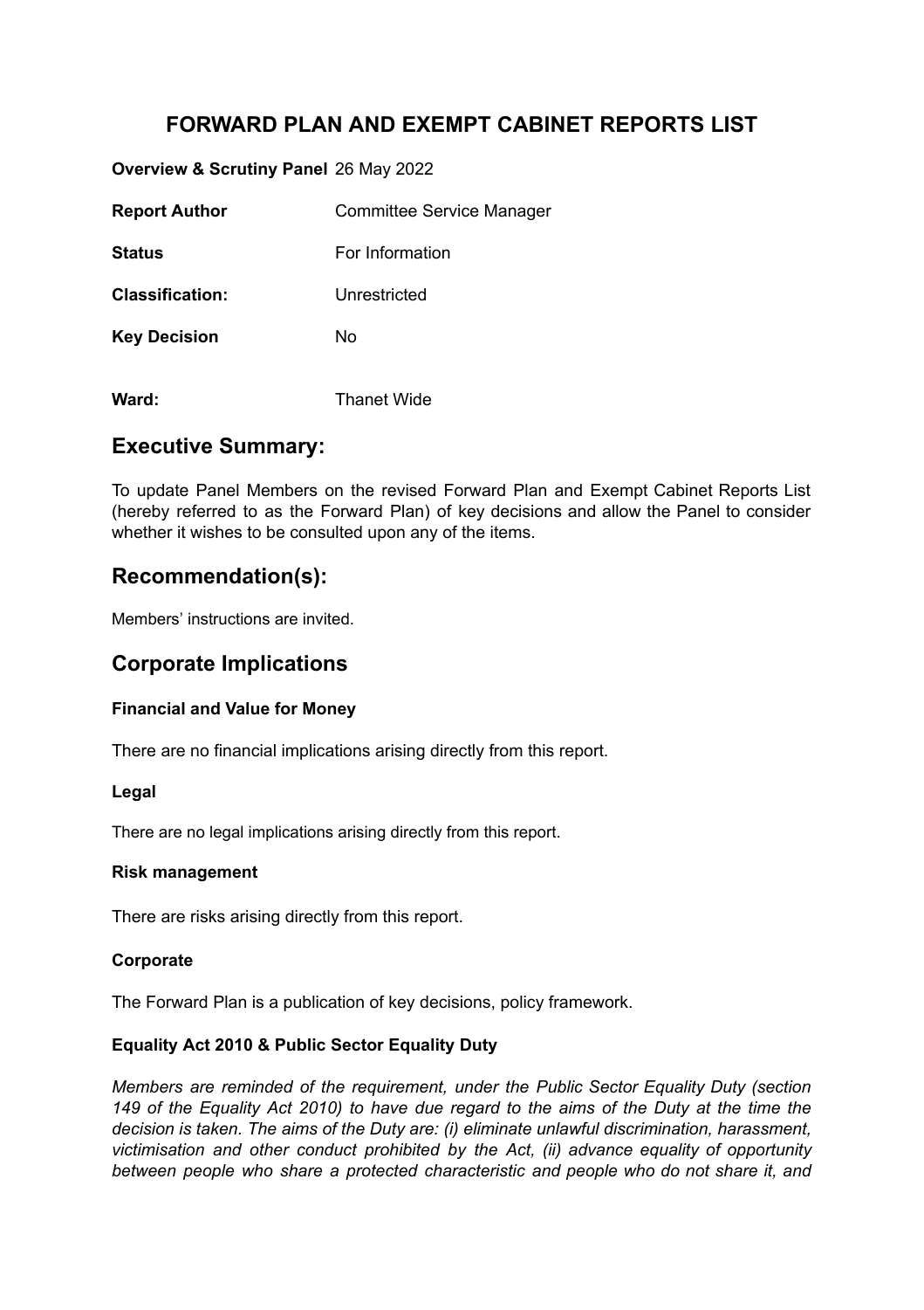# FORWARD PLAN AND EXEMPT CABINET REPORTS LIST

| | |
|---|---|
| **Overview & Scrutiny Panel** | 26 May 2022 |
| **Report Author** | Committee Service Manager |
| **Status** | For Information |
| **Classification:** | Unrestricted |
| **Key Decision** | No |
| **Ward:** | Thanet Wide |

## Executive Summary:

To update Panel Members on the revised Forward Plan and Exempt Cabinet Reports List (hereby referred to as the Forward Plan) of key decisions and allow the Panel to consider whether it wishes to be consulted upon any of the items.

## Recommendation(s):

Members' instructions are invited.

## Corporate Implications

### Financial and Value for Money

There are no financial implications arising directly from this report.

### Legal

There are no legal implications arising directly from this report.

### Risk management

There are risks arising directly from this report.

### Corporate

The Forward Plan is a publication of key decisions, policy framework.

### Equality Act 2010 & Public Sector Equality Duty

*Members are reminded of the requirement, under the Public Sector Equality Duty (section 149 of the Equality Act 2010) to have due regard to the aims of the Duty at the time the decision is taken. The aims of the Duty are: (i) eliminate unlawful discrimination, harassment, victimisation and other conduct prohibited by the Act, (ii) advance equality of opportunity between people who share a protected characteristic and people who do not share it, and*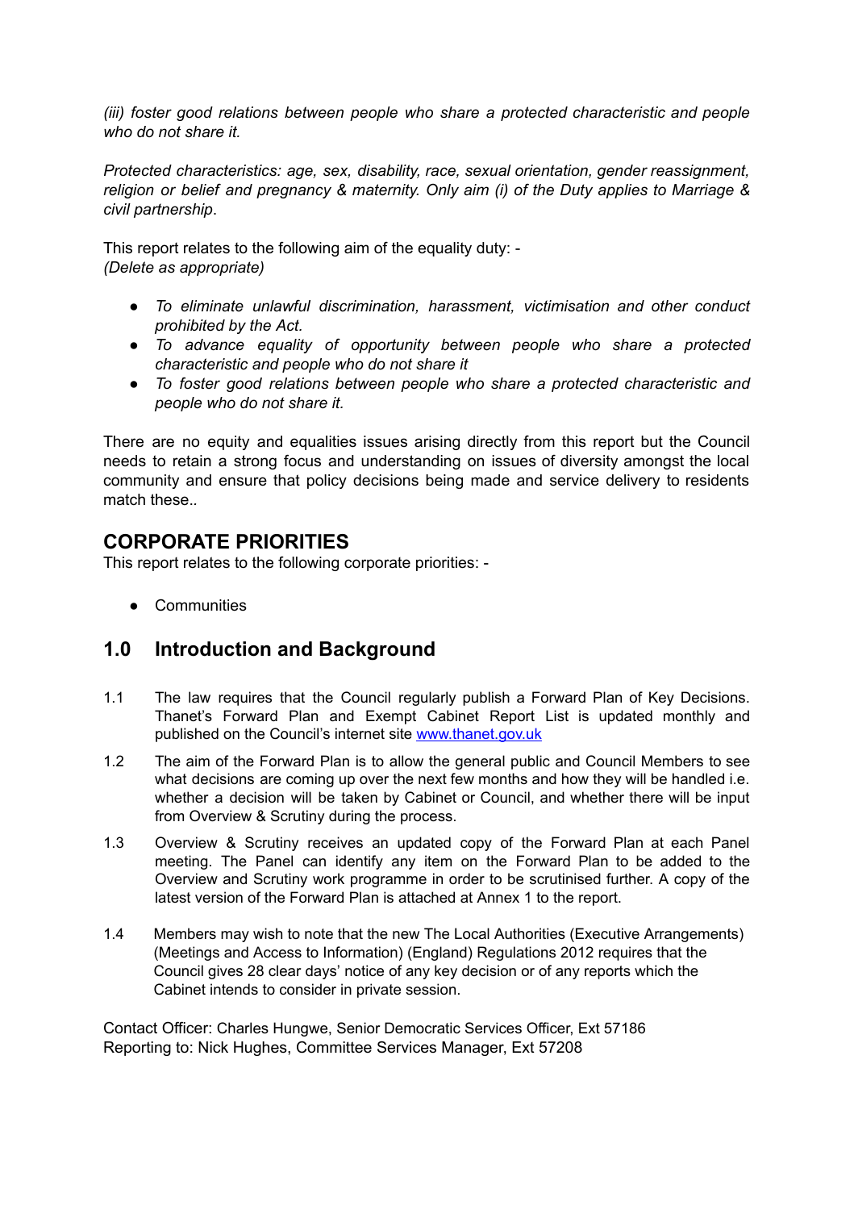*(iii) foster good relations between people who share a protected characteristic and people who do not share it.*

*Protected characteristics: age, sex, disability, race, sexual orientation, gender reassignment, religion or belief and pregnancy & maternity. Only aim (i) of the Duty applies to Marriage & civil partnership*.

This report relates to the following aim of the equality duty: -
*(Delete as appropriate)*

- *To eliminate unlawful discrimination, harassment, victimisation and other conduct prohibited by the Act.*
- *To advance equality of opportunity between people who share a protected characteristic and people who do not share it*
- *To foster good relations between people who share a protected characteristic and people who do not share it.*

There are no equity and equalities issues arising directly from this report but the Council needs to retain a strong focus and understanding on issues of diversity amongst the local community and ensure that policy decisions being made and service delivery to residents match these..

## CORPORATE PRIORITIES

This report relates to the following corporate priorities: -

- Communities

## 1.0 Introduction and Background

1.1 The law requires that the Council regularly publish a Forward Plan of Key Decisions. Thanet's Forward Plan and Exempt Cabinet Report List is updated monthly and published on the Council's internet site [www.thanet.gov.uk](http://www.thanet.gov.uk)

1.2 The aim of the Forward Plan is to allow the general public and Council Members to see what decisions are coming up over the next few months and how they will be handled i.e. whether a decision will be taken by Cabinet or Council, and whether there will be input from Overview & Scrutiny during the process.

1.3 Overview & Scrutiny receives an updated copy of the Forward Plan at each Panel meeting. The Panel can identify any item on the Forward Plan to be added to the Overview and Scrutiny work programme in order to be scrutinised further. A copy of the latest version of the Forward Plan is attached at Annex 1 to the report.

1.4 Members may wish to note that the new The Local Authorities (Executive Arrangements) (Meetings and Access to Information) (England) Regulations 2012 requires that the Council gives 28 clear days' notice of any key decision or of any reports which the Cabinet intends to consider in private session.

Contact Officer: Charles Hungwe, Senior Democratic Services Officer, Ext 57186
Reporting to: Nick Hughes, Committee Services Manager, Ext 57208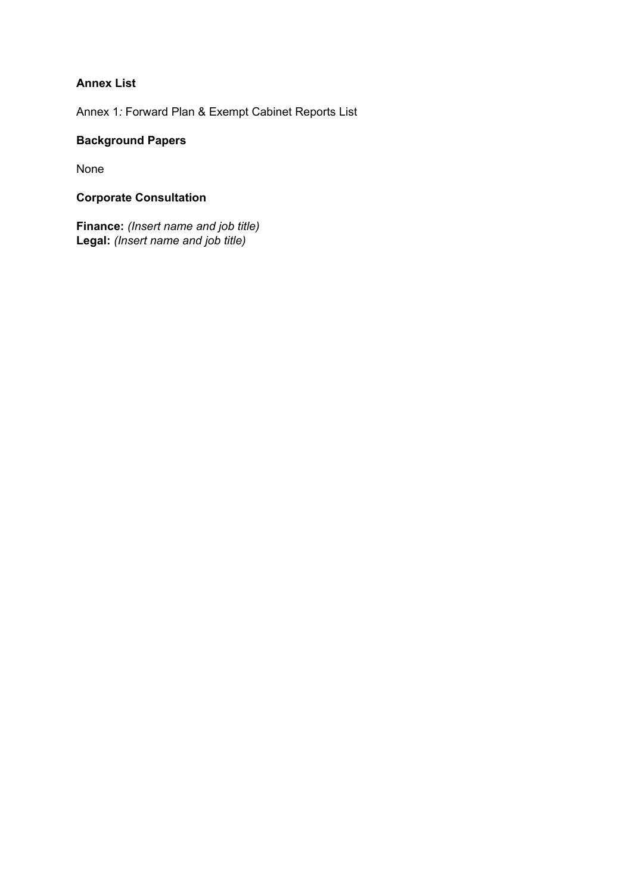**Annex List**

Annex 1*:* Forward Plan & Exempt Cabinet Reports List

**Background Papers**

None

**Corporate Consultation**

**Finance:** *(Insert name and job title)*
**Legal:** *(Insert name and job title)*